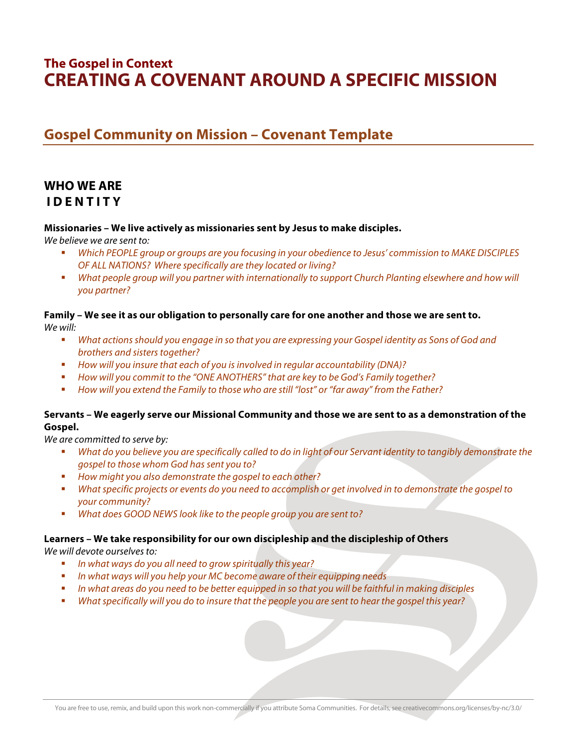# The Gospel in Context
# CREATING A COVENANT AROUND A SPECIFIC MISSION

## Gospel Community on Mission – Covenant Template

### WHO WE ARE
### I D E N T I T Y

**Missionaries – We live actively as missionaries sent by Jesus to make disciples.**
*We believe we are sent to:*

- *Which PEOPLE group or groups are you focusing in your obedience to Jesus' commission to MAKE DISCIPLES OF ALL NATIONS? Where specifically are they located or living?*
- *What people group will you partner with internationally to support Church Planting elsewhere and how will you partner?*

**Family – We see it as our obligation to personally care for one another and those we are sent to.**
*We will:*

- *What actions should you engage in so that you are expressing your Gospel identity as Sons of God and brothers and sisters together?*
- *How will you insure that each of you is involved in regular accountability (DNA)?*
- *How will you commit to the "ONE ANOTHERS" that are key to be God's Family together?*
- *How will you extend the Family to those who are still "lost" or "far away" from the Father?*

**Servants – We eagerly serve our Missional Community and those we are sent to as a demonstration of the Gospel.**
*We are committed to serve by:*

- *What do you believe you are specifically called to do in light of our Servant identity to tangibly demonstrate the gospel to those whom God has sent you to?*
- *How might you also demonstrate the gospel to each other?*
- *What specific projects or events do you need to accomplish or get involved in to demonstrate the gospel to your community?*
- *What does GOOD NEWS look like to the people group you are sent to?*

**Learners – We take responsibility for our own discipleship and the discipleship of Others**
*We will devote ourselves to:*

- *In what ways do you all need to grow spiritually this year?*
- *In what ways will you help your MC become aware of their equipping needs*
- *In what areas do you need to be better equipped in so that you will be faithful in making disciples*
- *What specifically will you do to insure that the people you are sent to hear the gospel this year?*

You are free to use, remix, and build upon this work non-commercially if you attribute Soma Communities. For details, see creativecommons.org/licenses/by-nc/3.0/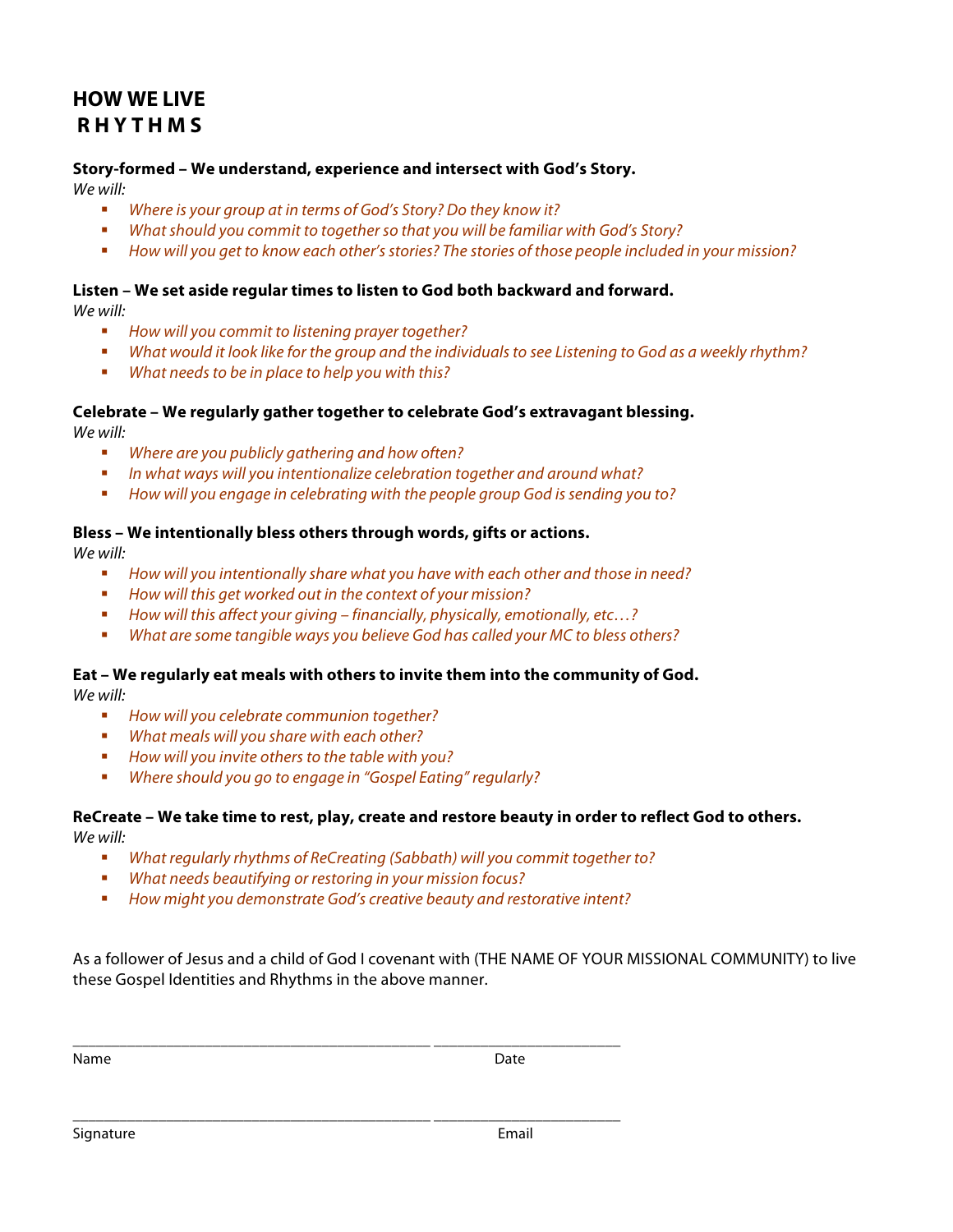# HOW WE LIVE
## RHYTHMS

**Story-formed – We understand, experience and intersect with God's Story.**
*We will:*

- *Where is your group at in terms of God's Story? Do they know it?*
- *What should you commit to together so that you will be familiar with God's Story?*
- *How will you get to know each other's stories? The stories of those people included in your mission?*

**Listen – We set aside regular times to listen to God both backward and forward.**
*We will:*

- *How will you commit to listening prayer together?*
- *What would it look like for the group and the individuals to see Listening to God as a weekly rhythm?*
- *What needs to be in place to help you with this?*

**Celebrate – We regularly gather together to celebrate God's extravagant blessing.**
*We will:*

- *Where are you publicly gathering and how often?*
- *In what ways will you intentionalize celebration together and around what?*
- *How will you engage in celebrating with the people group God is sending you to?*

**Bless – We intentionally bless others through words, gifts or actions.**
*We will:*

- *How will you intentionally share what you have with each other and those in need?*
- *How will this get worked out in the context of your mission?*
- *How will this affect your giving – financially, physically, emotionally, etc…?*
- *What are some tangible ways you believe God has called your MC to bless others?*

**Eat – We regularly eat meals with others to invite them into the community of God.**
*We will:*

- *How will you celebrate communion together?*
- *What meals will you share with each other?*
- *How will you invite others to the table with you?*
- *Where should you go to engage in "Gospel Eating" regularly?*

**ReCreate – We take time to rest, play, create and restore beauty in order to reflect God to others.**
*We will:*

- *What regularly rhythms of ReCreating (Sabbath) will you commit together to?*
- *What needs beautifying or restoring in your mission focus?*
- *How might you demonstrate God's creative beauty and restorative intent?*

As a follower of Jesus and a child of God I covenant with (THE NAME OF YOUR MISSIONAL COMMUNITY) to live these Gospel Identities and Rhythms in the above manner.

_____________________________________________ ________________________
Name Date

_____________________________________________ ________________________
Signature Email